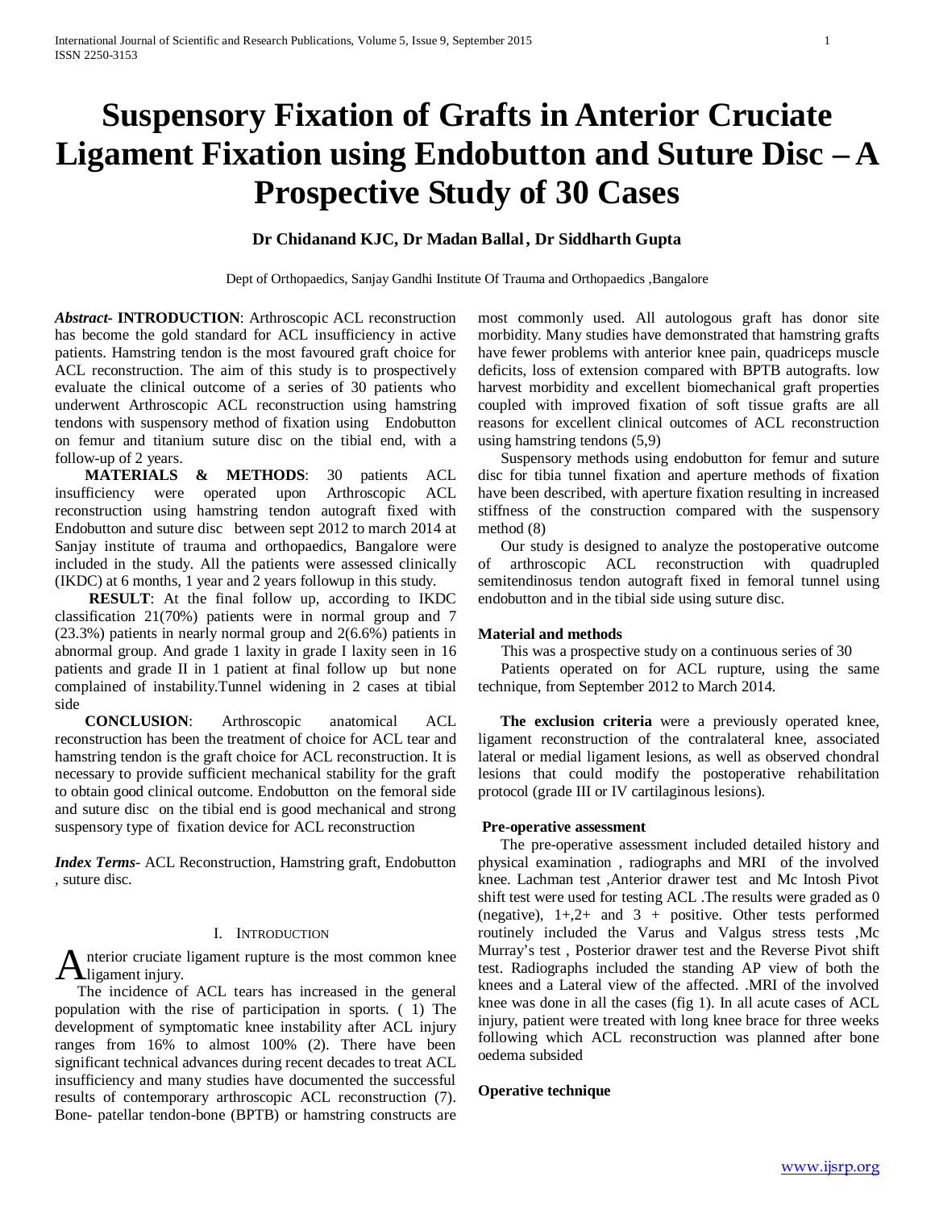# Suspensory Fixation of Grafts in Anterior Cruciate Ligament Fixation using Endobutton and Suture Disc – A Prospective Study of 30 Cases

**Dr Chidanand KJC, Dr Madan Ballal, Dr Siddharth Gupta**

Dept of Orthopaedics, Sanjay Gandhi Institute Of Trauma and Orthopaedics ,Bangalore

***Abstract-*** **INTRODUCTION**: Arthroscopic ACL reconstruction has become the gold standard for ACL insufficiency in active patients. Hamstring tendon is the most favoured graft choice for ACL reconstruction. The aim of this study is to prospectively evaluate the clinical outcome of a series of 30 patients who underwent Arthroscopic ACL reconstruction using hamstring tendons with suspensory method of fixation using Endobutton on femur and titanium suture disc on the tibial end, with a follow-up of 2 years.

**MATERIALS & METHODS**: 30 patients ACL insufficiency were operated upon Arthroscopic ACL reconstruction using hamstring tendon autograft fixed with Endobutton and suture disc between sept 2012 to march 2014 at Sanjay institute of trauma and orthopaedics, Bangalore were included in the study. All the patients were assessed clinically (IKDC) at 6 months, 1 year and 2 years followup in this study.

**RESULT**: At the final follow up, according to IKDC classification 21(70%) patients were in normal group and 7 (23.3%) patients in nearly normal group and 2(6.6%) patients in abnormal group. And grade 1 laxity in grade I laxity seen in 16 patients and grade II in 1 patient at final follow up but none complained of instability.Tunnel widening in 2 cases at tibial side

**CONCLUSION**: Arthroscopic anatomical ACL reconstruction has been the treatment of choice for ACL tear and hamstring tendon is the graft choice for ACL reconstruction. It is necessary to provide sufficient mechanical stability for the graft to obtain good clinical outcome. Endobutton on the femoral side and suture disc on the tibial end is good mechanical and strong suspensory type of fixation device for ACL reconstruction

***Index Terms*-** ACL Reconstruction, Hamstring graft, Endobutton , suture disc.

## I. Introduction

Anterior cruciate ligament rupture is the most common knee ligament injury.

The incidence of ACL tears has increased in the general population with the rise of participation in sports. ( 1) The development of symptomatic knee instability after ACL injury ranges from 16% to almost 100% (2). There have been significant technical advances during recent decades to treat ACL insufficiency and many studies have documented the successful results of contemporary arthroscopic ACL reconstruction (7). Bone- patellar tendon-bone (BPTB) or hamstring constructs are most commonly used. All autologous graft has donor site morbidity. Many studies have demonstrated that hamstring grafts have fewer problems with anterior knee pain, quadriceps muscle deficits, loss of extension compared with BPTB autografts. low harvest morbidity and excellent biomechanical graft properties coupled with improved fixation of soft tissue grafts are all reasons for excellent clinical outcomes of ACL reconstruction using hamstring tendons (5,9)

Suspensory methods using endobutton for femur and suture disc for tibia tunnel fixation and aperture methods of fixation have been described, with aperture fixation resulting in increased stiffness of the construction compared with the suspensory method (8)

Our study is designed to analyze the postoperative outcome of arthroscopic ACL reconstruction with quadrupled semitendinosus tendon autograft fixed in femoral tunnel using endobutton and in the tibial side using suture disc.

### Material and methods

This was a prospective study on a continuous series of 30

Patients operated on for ACL rupture, using the same technique, from September 2012 to March 2014.

**The exclusion criteria** were a previously operated knee, ligament reconstruction of the contralateral knee, associated lateral or medial ligament lesions, as well as observed chondral lesions that could modify the postoperative rehabilitation protocol (grade III or IV cartilaginous lesions).

### Pre-operative assessment

The pre-operative assessment included detailed history and physical examination , radiographs and MRI of the involved knee. Lachman test ,Anterior drawer test and Mc Intosh Pivot shift test were used for testing ACL .The results were graded as 0 (negative), 1+,2+ and 3 + positive. Other tests performed routinely included the Varus and Valgus stress tests ,Mc Murray's test , Posterior drawer test and the Reverse Pivot shift test. Radiographs included the standing AP view of both the knees and a Lateral view of the affected. .MRI of the involved knee was done in all the cases (fig 1). In all acute cases of ACL injury, patient were treated with long knee brace for three weeks following which ACL reconstruction was planned after bone oedema subsided

### Operative technique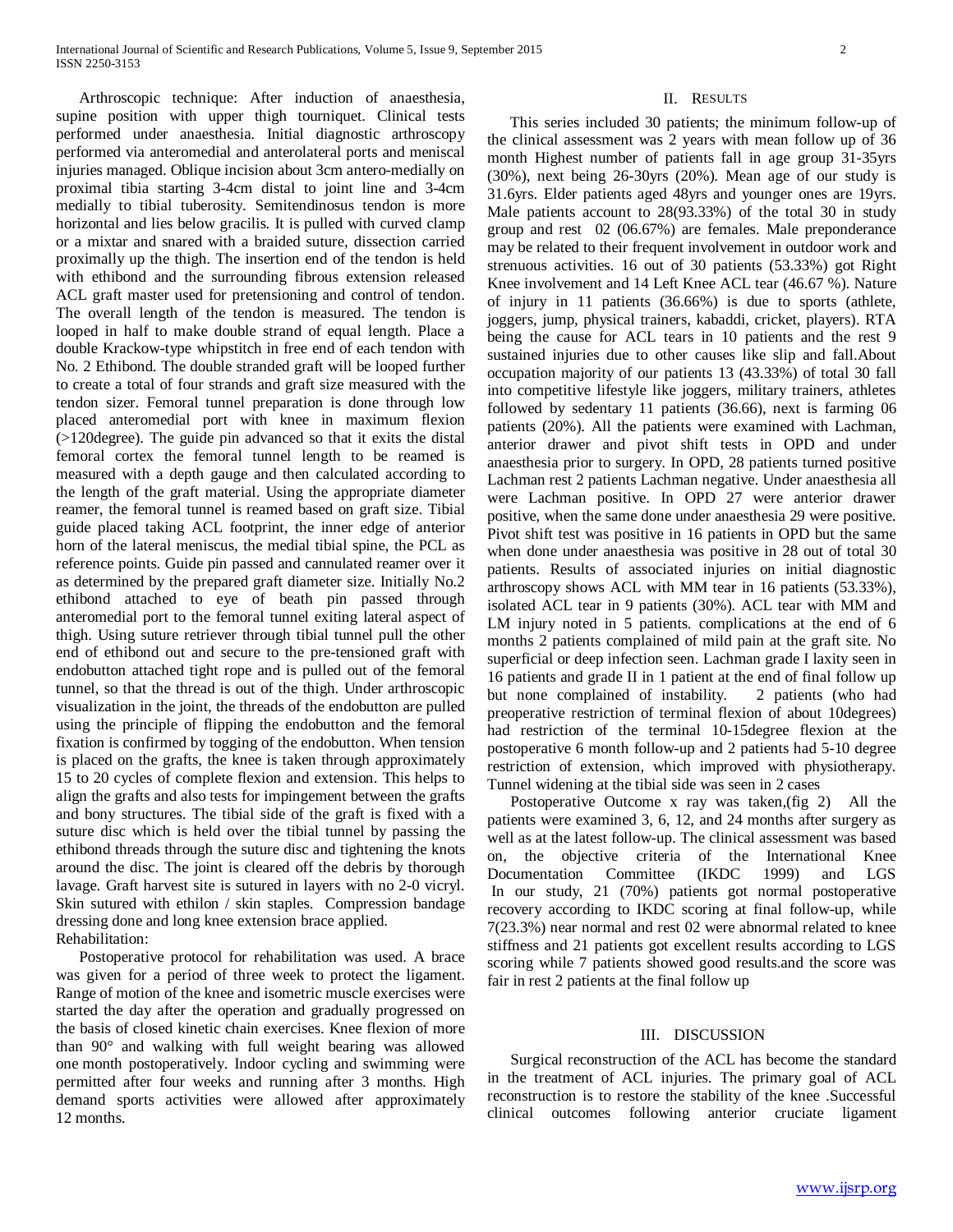Arthroscopic technique: After induction of anaesthesia, supine position with upper thigh tourniquet. Clinical tests performed under anaesthesia. Initial diagnostic arthroscopy performed via anteromedial and anterolateral ports and meniscal injuries managed. Oblique incision about 3cm antero-medially on proximal tibia starting 3-4cm distal to joint line and 3-4cm medially to tibial tuberosity. Semitendinosus tendon is more horizontal and lies below gracilis. It is pulled with curved clamp or a mixtar and snared with a braided suture, dissection carried proximally up the thigh. The insertion end of the tendon is held with ethibond and the surrounding fibrous extension released ACL graft master used for pretensioning and control of tendon. The overall length of the tendon is measured. The tendon is looped in half to make double strand of equal length. Place a double Krackow-type whipstitch in free end of each tendon with No. 2 Ethibond. The double stranded graft will be looped further to create a total of four strands and graft size measured with the tendon sizer. Femoral tunnel preparation is done through low placed anteromedial port with knee in maximum flexion (>120degree). The guide pin advanced so that it exits the distal femoral cortex the femoral tunnel length to be reamed is measured with a depth gauge and then calculated according to the length of the graft material. Using the appropriate diameter reamer, the femoral tunnel is reamed based on graft size. Tibial guide placed taking ACL footprint, the inner edge of anterior horn of the lateral meniscus, the medial tibial spine, the PCL as reference points. Guide pin passed and cannulated reamer over it as determined by the prepared graft diameter size. Initially No.2 ethibond attached to eye of beath pin passed through anteromedial port to the femoral tunnel exiting lateral aspect of thigh. Using suture retriever through tibial tunnel pull the other end of ethibond out and secure to the pre-tensioned graft with endobutton attached tight rope and is pulled out of the femoral tunnel, so that the thread is out of the thigh. Under arthroscopic visualization in the joint, the threads of the endobutton are pulled using the principle of flipping the endobutton and the femoral fixation is confirmed by togging of the endobutton. When tension is placed on the grafts, the knee is taken through approximately 15 to 20 cycles of complete flexion and extension. This helps to align the grafts and also tests for impingement between the grafts and bony structures. The tibial side of the graft is fixed with a suture disc which is held over the tibial tunnel by passing the ethibond threads through the suture disc and tightening the knots around the disc. The joint is cleared off the debris by thorough lavage. Graft harvest site is sutured in layers with no 2-0 vicryl. Skin sutured with ethilon / skin staples. Compression bandage dressing done and long knee extension brace applied.

Rehabilitation:

Postoperative protocol for rehabilitation was used. A brace was given for a period of three week to protect the ligament. Range of motion of the knee and isometric muscle exercises were started the day after the operation and gradually progressed on the basis of closed kinetic chain exercises. Knee flexion of more than 90° and walking with full weight bearing was allowed one month postoperatively. Indoor cycling and swimming were permitted after four weeks and running after 3 months. High demand sports activities were allowed after approximately 12 months.

## II. Results

This series included 30 patients; the minimum follow-up of the clinical assessment was 2 years with mean follow up of 36 month Highest number of patients fall in age group 31-35yrs (30%), next being 26-30yrs (20%). Mean age of our study is 31.6yrs. Elder patients aged 48yrs and younger ones are 19yrs. Male patients account to 28(93.33%) of the total 30 in study group and rest 02 (06.67%) are females. Male preponderance may be related to their frequent involvement in outdoor work and strenuous activities. 16 out of 30 patients (53.33%) got Right Knee involvement and 14 Left Knee ACL tear (46.67 %). Nature of injury in 11 patients (36.66%) is due to sports (athlete, joggers, jump, physical trainers, kabaddi, cricket, players). RTA being the cause for ACL tears in 10 patients and the rest 9 sustained injuries due to other causes like slip and fall.About occupation majority of our patients 13 (43.33%) of total 30 fall into competitive lifestyle like joggers, military trainers, athletes followed by sedentary 11 patients (36.66), next is farming 06 patients (20%). All the patients were examined with Lachman, anterior drawer and pivot shift tests in OPD and under anaesthesia prior to surgery. In OPD, 28 patients turned positive Lachman rest 2 patients Lachman negative. Under anaesthesia all were Lachman positive. In OPD 27 were anterior drawer positive, when the same done under anaesthesia 29 were positive. Pivot shift test was positive in 16 patients in OPD but the same when done under anaesthesia was positive in 28 out of total 30 patients. Results of associated injuries on initial diagnostic arthroscopy shows ACL with MM tear in 16 patients (53.33%), isolated ACL tear in 9 patients (30%). ACL tear with MM and LM injury noted in 5 patients. complications at the end of 6 months 2 patients complained of mild pain at the graft site. No superficial or deep infection seen. Lachman grade I laxity seen in 16 patients and grade II in 1 patient at the end of final follow up but none complained of instability. 2 patients (who had preoperative restriction of terminal flexion of about 10degrees) had restriction of the terminal 10-15degree flexion at the postoperative 6 month follow-up and 2 patients had 5-10 degree restriction of extension, which improved with physiotherapy. Tunnel widening at the tibial side was seen in 2 cases

Postoperative Outcome x ray was taken,(fig 2) All the patients were examined 3, 6, 12, and 24 months after surgery as well as at the latest follow-up. The clinical assessment was based on, the objective criteria of the International Knee Documentation Committee (IKDC 1999) and LGS In our study, 21 (70%) patients got normal postoperative recovery according to IKDC scoring at final follow-up, while 7(23.3%) near normal and rest 02 were abnormal related to knee stiffness and 21 patients got excellent results according to LGS scoring while 7 patients showed good results.and the score was fair in rest 2 patients at the final follow up

## III. Discussion

Surgical reconstruction of the ACL has become the standard in the treatment of ACL injuries. The primary goal of ACL reconstruction is to restore the stability of the knee .Successful clinical outcomes following anterior cruciate ligament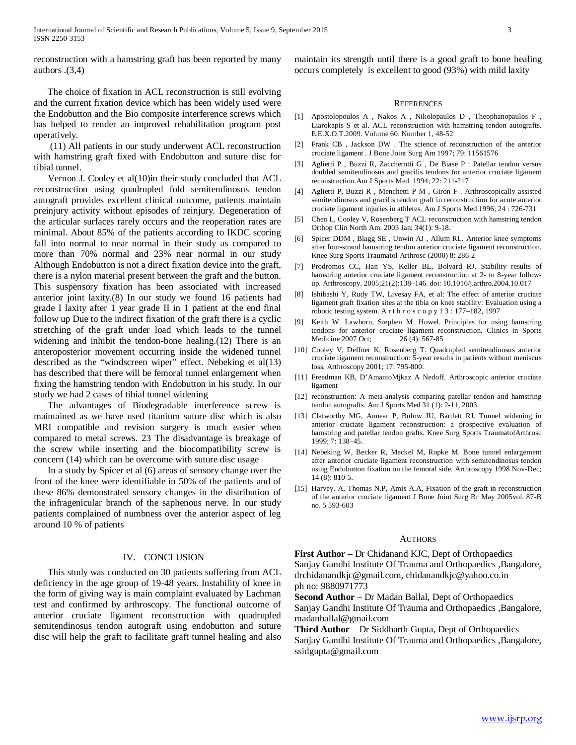reconstruction with a hamstring graft has been reported by many authors .(3,4)

The choice of fixation in ACL reconstruction is still evolving and the current fixation device which has been widely used were the Endobutton and the Bio composite interference screws which has helped to render an improved rehabilitation program post operatively.

(11) All patients in our study underwent ACL reconstruction with hamstring graft fixed with Endobutton and suture disc for tibial tunnel.

Vernon J. Cooley et al(10)in their study concluded that ACL reconstruction using quadrupled fold semitendinosus tendon autograft provides excellent clinical outcome, patients maintain preinjury activity without episodes of reinjury. Degeneration of the articular surfaces rarely occurs and the reoperation rates are minimal. About 85% of the patients according to IKDC scoring fall into normal to near normal in their study as compared to more than 70% normal and 23% near normal in our study Although Endobutton is not a direct fixation device into the graft, there is a nylon material present between the graft and the button. This suspensory fixation has been associated with increased anterior joint laxity.(8) In our study we found 16 patients had grade I laxity after 1 year grade II in 1 patient at the end final follow up Due to the indirect fixation of the graft there is a cyclic stretching of the graft under load which leads to the tunnel widening and inhibit the tendon-bone healing.(12) There is an anteroposterior movement occurring inside the widened tunnel described as the "windscreen wiper" effect. Nebeking et al(13) has described that there will be femoral tunnel enlargement when fixing the hamstring tendon with Endobutton in his study. In our study we had 2 cases of tibial tunnel widening

The advantages of Biodegradable interference screw is maintained as we have used titanium suture disc which is also MRI compatible and revision surgery is much easier when compared to metal screws. 23 The disadvantage is breakage of the screw while inserting and the biocompatibility screw is concern (14) which can be overcome with suture disc usage

In a study by Spicer et al (6) areas of sensory change over the front of the knee were identifiable in 50% of the patients and of these 86% demonstrated sensory changes in the distribution of the infragenicular branch of the saphenous nerve. In our study patients complained of numbness over the anterior aspect of leg around 10 % of patients

## IV. Conclusion

This study was conducted on 30 patients suffering from ACL deficiency in the age group of 19-48 years. Instability of knee in the form of giving way is main complaint evaluated by Lachman test and confirmed by arthroscopy. The functional outcome of anterior cruciate ligament reconstruction with quadrupled semitendinosus tendon autograft using endobutton and suture disc will help the graft to facilitate graft tunnel healing and also maintain its strength until there is a good graft to bone healing occurs completely is excellent to good (93%) with mild laxity

## References

[1] Apostolopoulos A , Nakos A , Nikolopaulos D , Theophanopaulos F , Liarokapis S et al. ACL reconstruction with hamstring tendon autografts. E.E.X.O.T.2009. Volume 60. Number 1, 48-52

[2] Frank CB , Jackson DW . The science of reconstruction of the anterior cruciate ligament . J Bone Joint Surg Am 1997; 79: 11561576

[3] Aglietti P , Buzzi R, Zaccherotti G , De Biase P : Patellar tendon versus doubled semitendinosus and gracilis tendons for anterior cruciate ligament reconstruction.Am J Sports Med 1994; 22: 211-217

[4] Aglietti P, Buzzi R , Menchetti P M , Giron F . Arthroscopically assisted semitendinosus and gracilis tendon graft in reconstruction for acute anterior cruciate ligament injuries in athletes. Am J Sports Med 1996; 24 : 726-731

[5] Chen L, Cooley V, Rosenberg T ACL reconstruction with hamstring tendon Orthop Clin North Am. 2003 Jan; 34(1): 9-18.

[6] Spicer DDM , Blagg SE , Unwin AJ , Allum RL. Anterior knee symptoms after four-strand hamstring tendon anterior cruciate ligament reconstruction. Knee Surg Sports Traumatol Arthrosc (2000) 8: 286-2

[7] Prodromos CC, Han YS, Keller BL, Bolyard RJ. Stability results of hamstring anterior cruciate ligament reconstruction at 2- to 8-year follow-up. Arthroscopy. 2005;21(2):138–146. doi: 10.1016/j.arthro.2004.10.017

[8] Ishibashi Y, Rudy TW, Livesay FA, et al: The effect of anterior cruciate ligament graft fixation sites at the tibia on knee stability: Evaluation using a robotic testing system. A r t h r o s c o p y 1 3 : 177–182, 1997

[9] Keith W. Lawhorn, Stephen M. Howel. Principles for using hamstring tendons for anterior cruciate ligament reconstruction. Clinics in Sports Medicine 2007 Oct; 26 (4): 567-85

[10] Cooley V, Deffner K, Rosenberg T. Quadrupled semitendinosus anterior cruciate ligament reconstruction: 5-year results in patients without meniscus loss, Arthroscopy 2001; 17: 795-800.

[11] Freedman KB, D'AmantoMjkaz A Nedoff. Arthroscopic anterior cruciate ligament

[12] reconstruction: A meta-analysis comparing patellar tendon and hamstring tendon autografts. Am J Sports Med 31 (1): 2-11, 2003.

[13] Clatworthy MG, Annear P, Bulow JU, Bartlett RJ. Tunnel widening in anterior cruciate ligament reconstruction: a prospective evaluation of hamstring and patellar tendon grafts. Knee Surg Sports TraumatolArthrosc 1999; 7: 138–45.

[14] Nebeking W, Becker R, Meckel M, Ropke M. Bone tunnel enlargement after anterior cruciate ligament reconstruction with semitendinosus tendon using Endobutton fixation on the femoral side. Arthroscopy 1998 Nov-Dec; 14 (8): 810-5.

[15] Harvey. A, Thomas N.P, Amis A.A, Fixation of the graft in reconstruction of the anterior cruciate ligament J Bone Joint Surg Br May 2005vol. 87-B no. 5 593-603

## Authors

**First Author** – Dr Chidanand KJC, Dept of Orthopaedics Sanjay Gandhi Institute Of Trauma and Orthopaedics ,Bangalore, drchidanandkjc@gmail.com, chidanandkjc@yahoo.co.in ph no: 9880971773

**Second Author** – Dr Madan Ballal, Dept of Orthopaedics Sanjay Gandhi Institute Of Trauma and Orthopaedics ,Bangalore, madanballal@gmail.com

**Third Author** – Dr Siddharth Gupta, Dept of Orthopaedics Sanjay Gandhi Institute Of Trauma and Orthopaedics ,Bangalore, ssidgupta@gmail.com